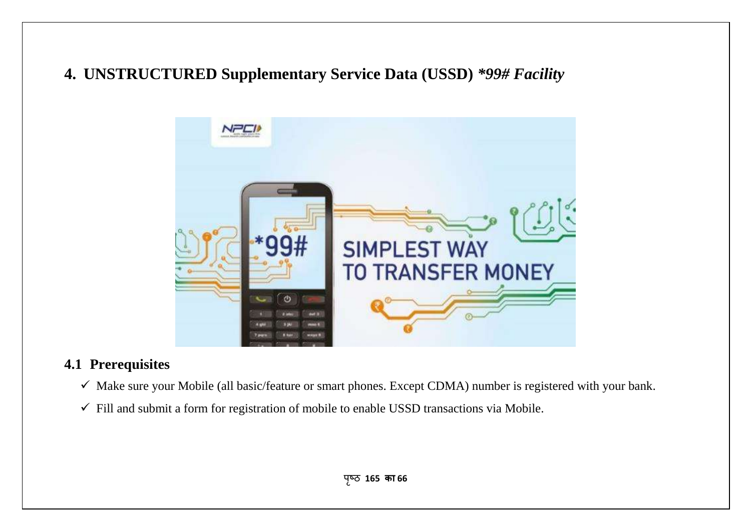# 4. UNSTRUCTURED Supplementary Service Data (USSD) *\*99# Facility*

## 4.1 Prerequisites

- ✓ Make sure your Mobile (all basic/feature or smart phones. Except CDMA) number is registered with your bank.
- ✓ Fill and submit a form for registration of mobile to enable USSD transactions via Mobile.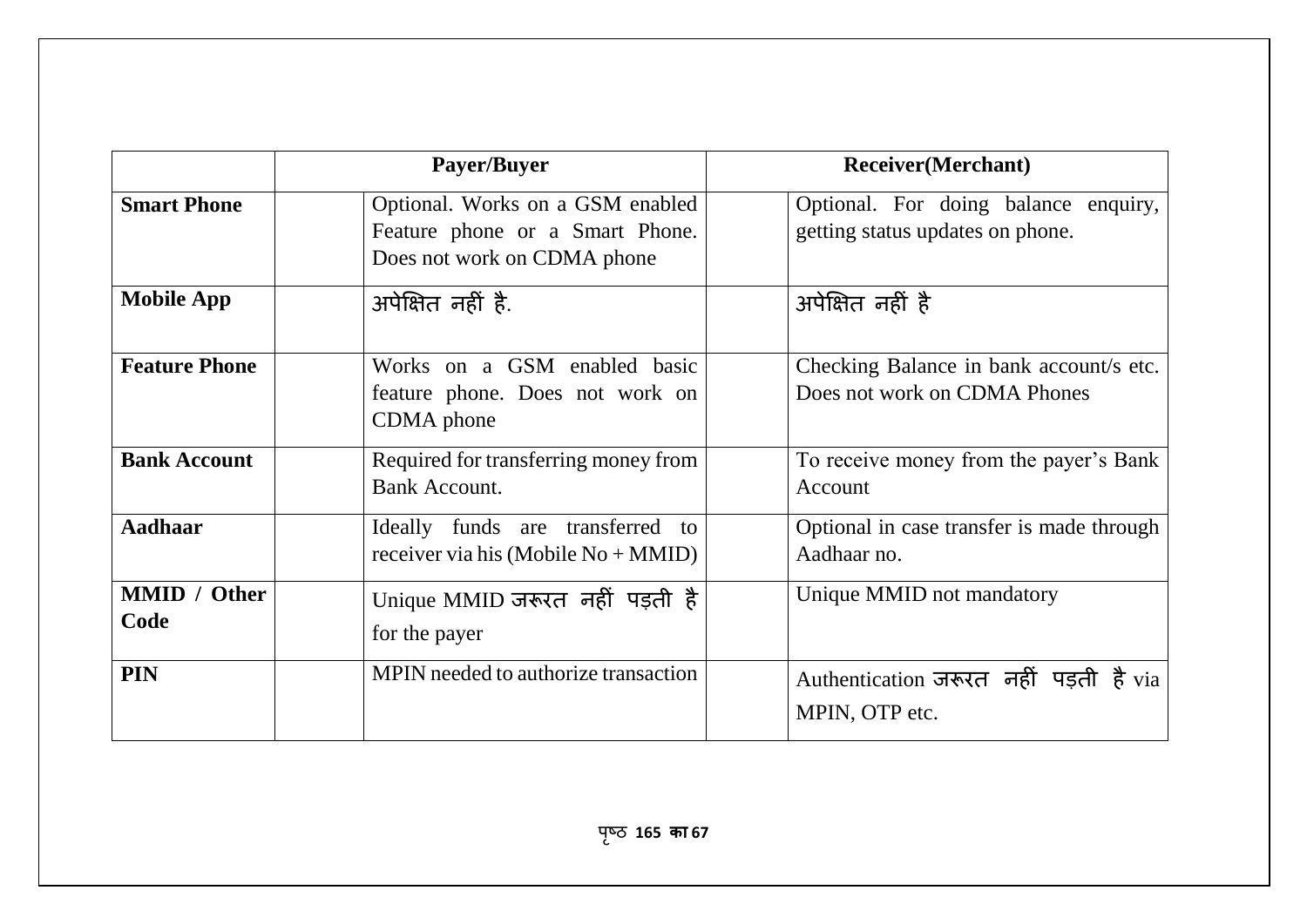|  | Payer/Buyer |  | Receiver(Merchant) |  |
|---|---|---|---|---|
| **Smart Phone** |  | Optional. Works on a GSM enabled Feature phone or a Smart Phone. Does not work on CDMA phone |  | Optional. For doing balance enquiry, getting status updates on phone. |
| **Mobile App** |  | अपेक्षित नहीं है. |  | अपेक्षित नहीं है |
| **Feature Phone** |  | Works on a GSM enabled basic feature phone. Does not work on CDMA phone |  | Checking Balance in bank account/s etc. Does not work on CDMA Phones |
| **Bank Account** |  | Required for transferring money from Bank Account. |  | To receive money from the payer's Bank Account |
| **Aadhaar** |  | Ideally funds are transferred to receiver via his (Mobile No + MMID) |  | Optional in case transfer is made through Aadhaar no. |
| **MMID / Other Code** |  | Unique MMID जरूरत नहीं पड़ती है for the payer |  | Unique MMID not mandatory |
| **PIN** |  | MPIN needed to authorize transaction |  | Authentication जरूरत नहीं पड़ती है via MPIN, OTP etc. |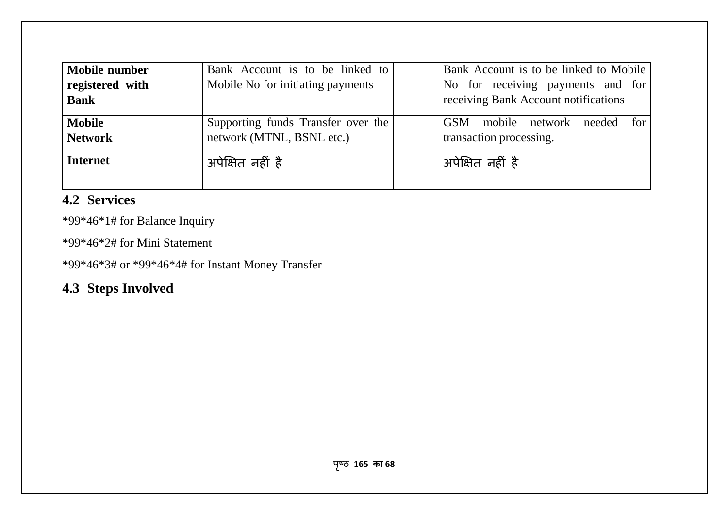| Mobile number registered with Bank | | Bank Account is to be linked to Mobile No for initiating payments | | Bank Account is to be linked to Mobile No for receiving payments and for receiving Bank Account notifications |
|---|---|---|---|---|
| Mobile Network | | Supporting funds Transfer over the network (MTNL, BSNL etc.) | | GSM mobile network needed for transaction processing. |
| Internet | | अपेक्षित नहीं है | | अपेक्षित नहीं है |

## 4.2 Services

*99*46*1# for Balance Inquiry

*99*46*2# for Mini Statement

*99*46*3# or *99*46*4# for Instant Money Transfer

## 4.3 Steps Involved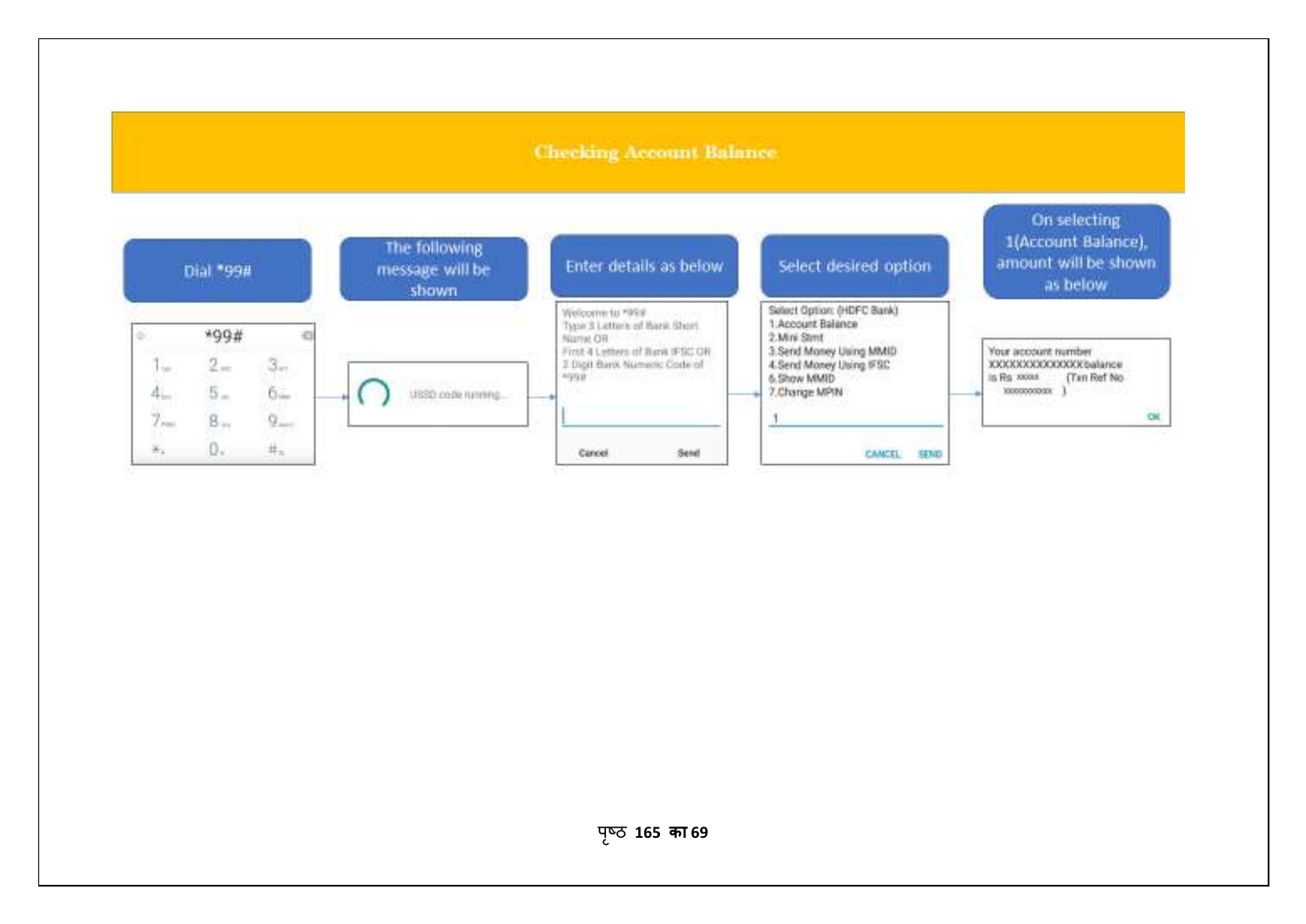# Checking Account Balance

**Dial *99#**

*99#

1 2 3
4 5 6
7 8 9
* 0 #

**The following message will be shown**

USSD code running...

**Enter details as below**

Welcome to *99#
Type 3 Letters of Bank Short Name OR
First 4 Letters of Bank IFSC OR
2 Digit Bank Numeric Code of *99#

Cancel Send

**Select desired option**

Select Option: (HDFC Bank)
1.Account Balance
2.Mini Stmt
3.Send Money Using MMID
4.Send Money Using IFSC
6.Show MMID
7.Change MPIN

1

CANCEL SEND

**On selecting 1(Account Balance), amount will be shown as below**

Your account number XXXXXXXXXXXXXX balance is Rs xxxxx (Txn Ref No xxxxxxxxxx )

OK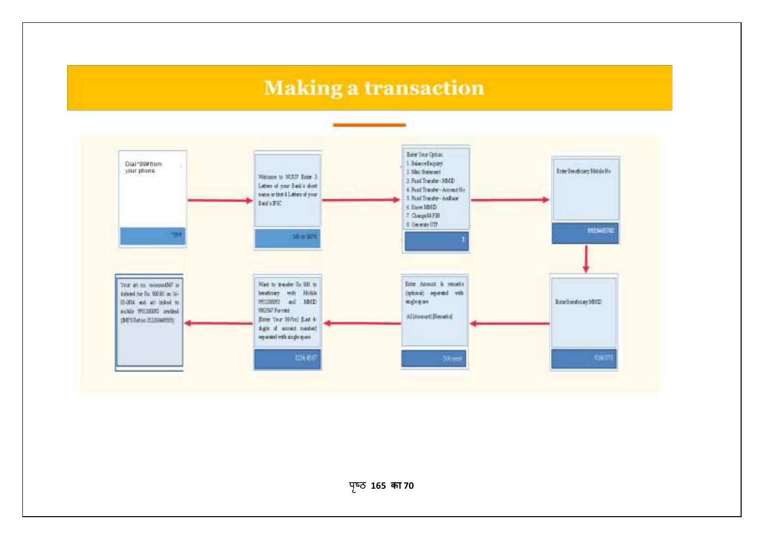# Making a transaction

Dial *99# from your phone

*99#

Welcome to NUUP Enter 3 Letters of your Bank's short name or first 4 Letters of your Bank's IFSC

SBI or SBIN

Enter Your Option
1. Balance Enquiry
2. Mini Statement
3. Fund Transfer - MMID
4. Fund Transfer - Account No
5. Fund Transfer - Aadhaar
6. Know MMID
7. Change M-PIN
8. Generate OTP

3

Enter Beneficiary Mobile No

9933465782

Enter Beneficiary MMID

9246373

Enter Amount & remarks (optional) separated with single space

AS [Amount] [Remarks]

500 rent

Want to transfer Rs 500 to beneficiary with Mobile 9911380092 and MMID 9802567 For rent
[Enter Your M-Pin] [Last 4-digits of account number] separated with single space

1234 4567

Your a/c no. xxxxxxx4567 is debited for Rs 500.00 on 16-02-2016 and a/c linked to mobile 9911380092 credited (IMPS Ref no. 212204455555)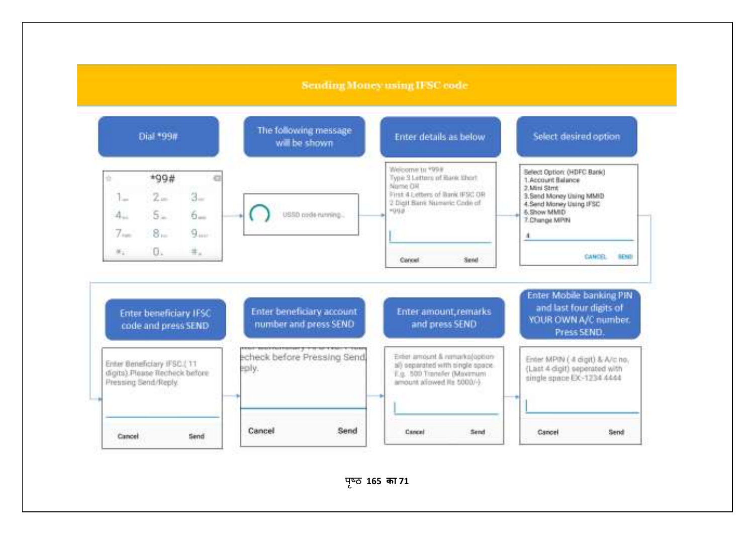# Sending Money using IFSC code

**Dial *99#**

*99#

1 2 3
4 5 6
7 8 9
* 0 #

**The following message will be shown**

USSD code running...

**Enter details as below**

Welcome to *99#
Type 3 Letters of Bank Short Name OR
First 4 Letters of Bank IFSC OR
2 Digit Bank Numeric Code of *99#

Cancel Send

**Select desired option**

Select Option: (HDFC Bank)
1.Account Balance
2.Mini Stmt
3.Send Money Using MMID
4.Send Money Using IFSC
6.Show MMID
7.Change MPIN

4

CANCEL SEND

**Enter beneficiary IFSC code and press SEND**

Enter Beneficiary IFSC ( 11 digits) Please Recheck before Pressing Send/Reply

Cancel Send

**Enter beneficiary account number and press SEND**

echeck before Pressing Send eply.

Cancel Send

**Enter amount, remarks and press SEND**

Enter amount & remarks(optional) separated with single space E.g. 500 Transfer (Maximum amount allowed Rs 5000/-)

Cancel Send

**Enter Mobile banking PIN and last four digits of YOUR OWN A/C number. Press SEND.**

Enter MPIN ( 4 digit) & A/c no. (Last 4 digit) seperated with single space EX:-1234 4444

Cancel Send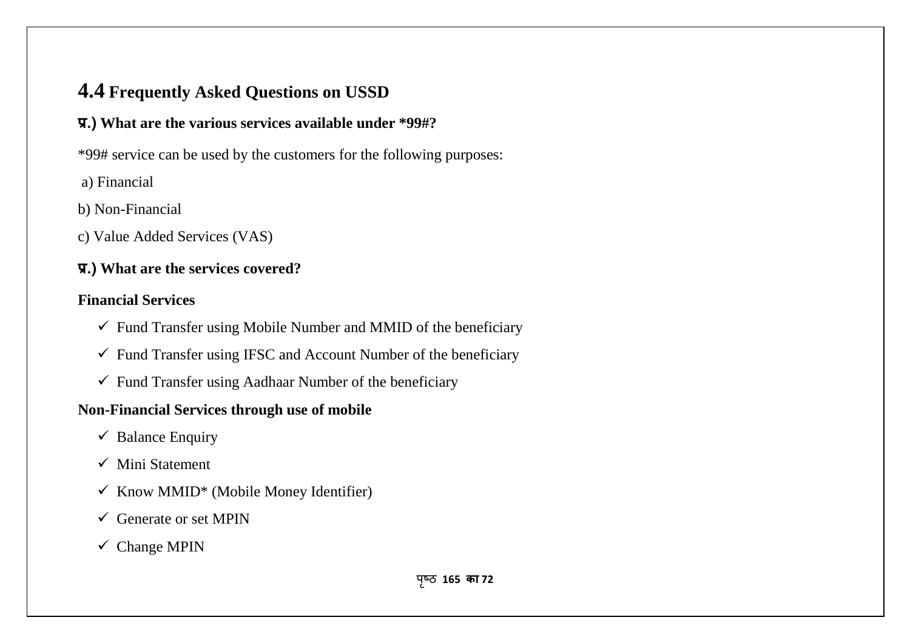## 4.4 Frequently Asked Questions on USSD

**प्र.) What are the various services available under *99#?**

*99# service can be used by the customers for the following purposes:

a) Financial

b) Non-Financial

c) Value Added Services (VAS)

**प्र.) What are the services covered?**

**Financial Services**

- ✓ Fund Transfer using Mobile Number and MMID of the beneficiary
- ✓ Fund Transfer using IFSC and Account Number of the beneficiary
- ✓ Fund Transfer using Aadhaar Number of the beneficiary

**Non-Financial Services through use of mobile**

- ✓ Balance Enquiry
- ✓ Mini Statement
- ✓ Know MMID* (Mobile Money Identifier)
- ✓ Generate or set MPIN
- ✓ Change MPIN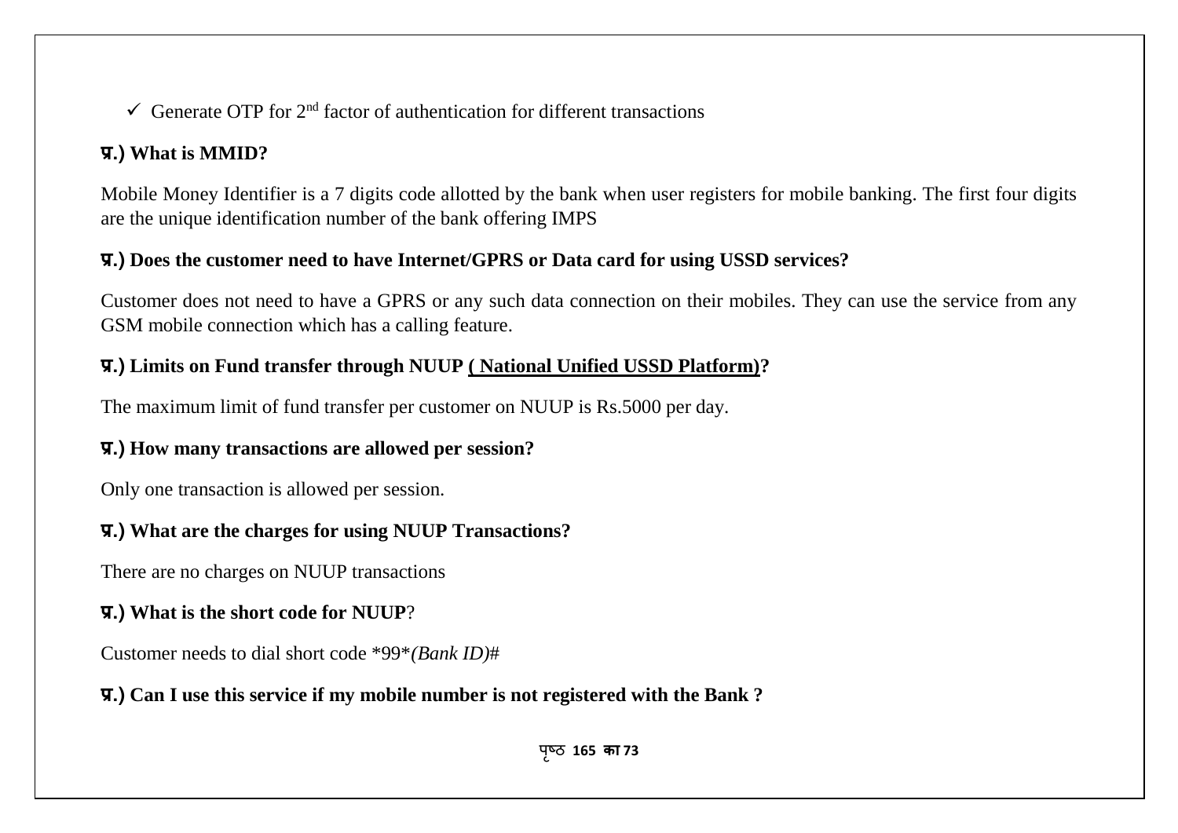- ✓ Generate OTP for 2nd factor of authentication for different transactions

**प्र.) What is MMID?**

Mobile Money Identifier is a 7 digits code allotted by the bank when user registers for mobile banking. The first four digits are the unique identification number of the bank offering IMPS

**प्र.) Does the customer need to have Internet/GPRS or Data card for using USSD services?**

Customer does not need to have a GPRS or any such data connection on their mobiles. They can use the service from any GSM mobile connection which has a calling feature.

**प्र.) Limits on Fund transfer through NUUP ( National Unified USSD Platform)?**

The maximum limit of fund transfer per customer on NUUP is Rs.5000 per day.

**प्र.) How many transactions are allowed per session?**

Only one transaction is allowed per session.

**प्र.) What are the charges for using NUUP Transactions?**

There are no charges on NUUP transactions

**प्र.) What is the short code for NUUP?**

Customer needs to dial short code *99*_(Bank ID)_#

**प्र.) Can I use this service if my mobile number is not registered with the Bank ?**